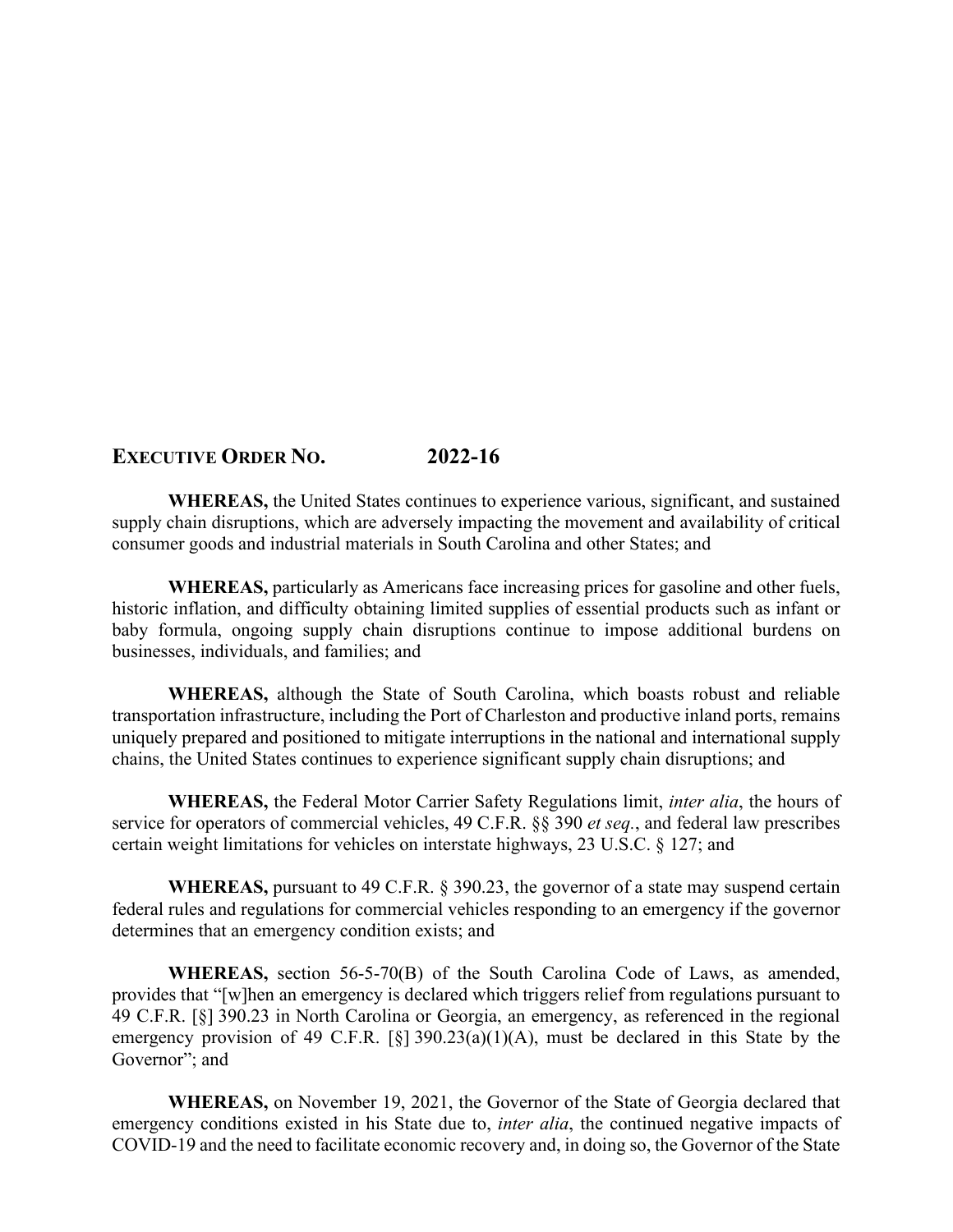# EXECUTIVE ORDER NO. 2022-16

**WHEREAS,** the United States continues to experience various, significant, and sustained supply chain disruptions, which are adversely impacting the movement and availability of critical consumer goods and industrial materials in South Carolina and other States; and

**WHEREAS,** particularly as Americans face increasing prices for gasoline and other fuels, historic inflation, and difficulty obtaining limited supplies of essential products such as infant or baby formula, ongoing supply chain disruptions continue to impose additional burdens on businesses, individuals, and families; and

**WHEREAS,** although the State of South Carolina, which boasts robust and reliable transportation infrastructure, including the Port of Charleston and productive inland ports, remains uniquely prepared and positioned to mitigate interruptions in the national and international supply chains, the United States continues to experience significant supply chain disruptions; and

**WHEREAS,** the Federal Motor Carrier Safety Regulations limit, *inter alia*, the hours of service for operators of commercial vehicles, 49 C.F.R. §§ 390 *et seq.*, and federal law prescribes certain weight limitations for vehicles on interstate highways, 23 U.S.C. § 127; and

**WHEREAS,** pursuant to 49 C.F.R. § 390.23, the governor of a state may suspend certain federal rules and regulations for commercial vehicles responding to an emergency if the governor determines that an emergency condition exists; and

**WHEREAS,** section 56-5-70(B) of the South Carolina Code of Laws, as amended, provides that "[w]hen an emergency is declared which triggers relief from regulations pursuant to 49 C.F.R. [§] 390.23 in North Carolina or Georgia, an emergency, as referenced in the regional emergency provision of 49 C.F.R. [§] 390.23(a)(1)(A), must be declared in this State by the Governor"; and

**WHEREAS,** on November 19, 2021, the Governor of the State of Georgia declared that emergency conditions existed in his State due to, *inter alia*, the continued negative impacts of COVID-19 and the need to facilitate economic recovery and, in doing so, the Governor of the State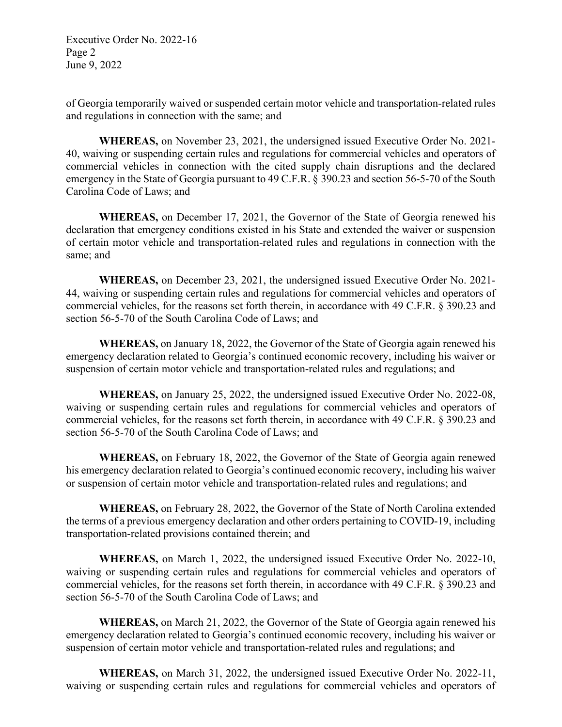of Georgia temporarily waived or suspended certain motor vehicle and transportation-related rules and regulations in connection with the same; and

**WHEREAS,** on November 23, 2021, the undersigned issued Executive Order No. 2021-40, waiving or suspending certain rules and regulations for commercial vehicles and operators of commercial vehicles in connection with the cited supply chain disruptions and the declared emergency in the State of Georgia pursuant to 49 C.F.R. § 390.23 and section 56-5-70 of the South Carolina Code of Laws; and

**WHEREAS,** on December 17, 2021, the Governor of the State of Georgia renewed his declaration that emergency conditions existed in his State and extended the waiver or suspension of certain motor vehicle and transportation-related rules and regulations in connection with the same; and

**WHEREAS,** on December 23, 2021, the undersigned issued Executive Order No. 2021-44, waiving or suspending certain rules and regulations for commercial vehicles and operators of commercial vehicles, for the reasons set forth therein, in accordance with 49 C.F.R. § 390.23 and section 56-5-70 of the South Carolina Code of Laws; and

**WHEREAS,** on January 18, 2022, the Governor of the State of Georgia again renewed his emergency declaration related to Georgia's continued economic recovery, including his waiver or suspension of certain motor vehicle and transportation-related rules and regulations; and

**WHEREAS,** on January 25, 2022, the undersigned issued Executive Order No. 2022-08, waiving or suspending certain rules and regulations for commercial vehicles and operators of commercial vehicles, for the reasons set forth therein, in accordance with 49 C.F.R. § 390.23 and section 56-5-70 of the South Carolina Code of Laws; and

**WHEREAS,** on February 18, 2022, the Governor of the State of Georgia again renewed his emergency declaration related to Georgia's continued economic recovery, including his waiver or suspension of certain motor vehicle and transportation-related rules and regulations; and

**WHEREAS,** on February 28, 2022, the Governor of the State of North Carolina extended the terms of a previous emergency declaration and other orders pertaining to COVID-19, including transportation-related provisions contained therein; and

**WHEREAS,** on March 1, 2022, the undersigned issued Executive Order No. 2022-10, waiving or suspending certain rules and regulations for commercial vehicles and operators of commercial vehicles, for the reasons set forth therein, in accordance with 49 C.F.R. § 390.23 and section 56-5-70 of the South Carolina Code of Laws; and

**WHEREAS,** on March 21, 2022, the Governor of the State of Georgia again renewed his emergency declaration related to Georgia's continued economic recovery, including his waiver or suspension of certain motor vehicle and transportation-related rules and regulations; and

**WHEREAS,** on March 31, 2022, the undersigned issued Executive Order No. 2022-11, waiving or suspending certain rules and regulations for commercial vehicles and operators of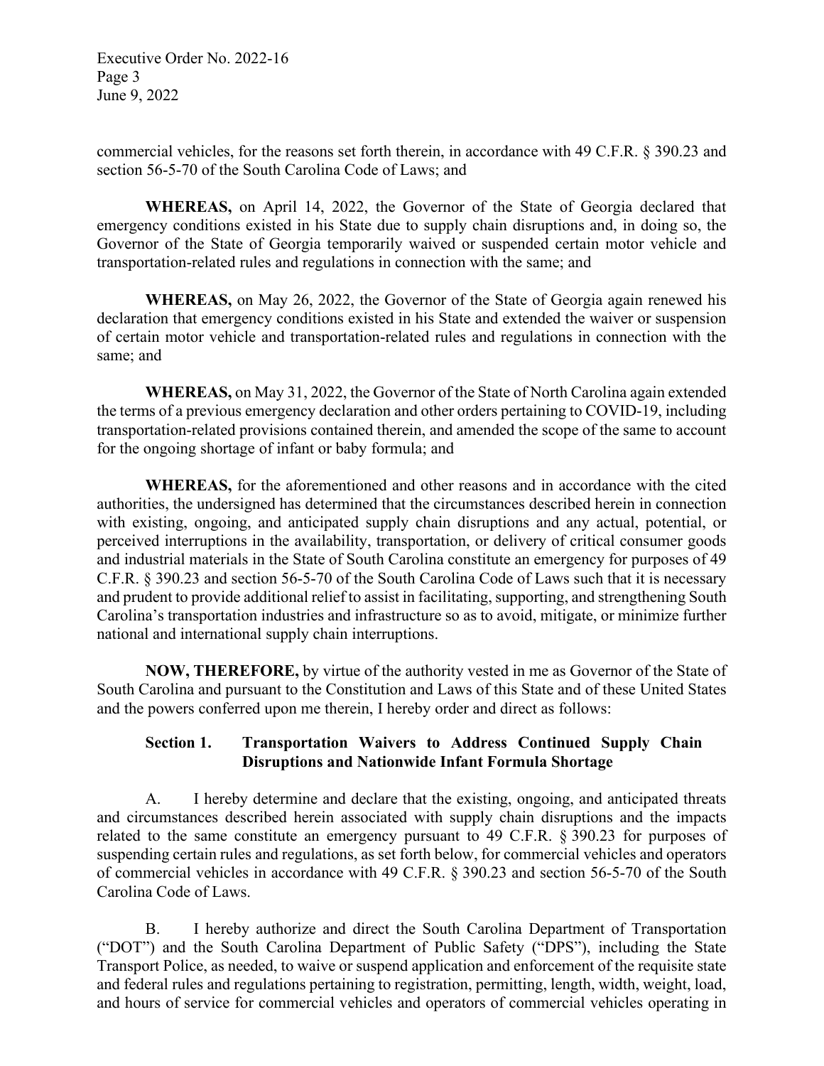commercial vehicles, for the reasons set forth therein, in accordance with 49 C.F.R. § 390.23 and section 56-5-70 of the South Carolina Code of Laws; and

**WHEREAS,** on April 14, 2022, the Governor of the State of Georgia declared that emergency conditions existed in his State due to supply chain disruptions and, in doing so, the Governor of the State of Georgia temporarily waived or suspended certain motor vehicle and transportation-related rules and regulations in connection with the same; and

**WHEREAS,** on May 26, 2022, the Governor of the State of Georgia again renewed his declaration that emergency conditions existed in his State and extended the waiver or suspension of certain motor vehicle and transportation-related rules and regulations in connection with the same; and

**WHEREAS,** on May 31, 2022, the Governor of the State of North Carolina again extended the terms of a previous emergency declaration and other orders pertaining to COVID-19, including transportation-related provisions contained therein, and amended the scope of the same to account for the ongoing shortage of infant or baby formula; and

**WHEREAS,** for the aforementioned and other reasons and in accordance with the cited authorities, the undersigned has determined that the circumstances described herein in connection with existing, ongoing, and anticipated supply chain disruptions and any actual, potential, or perceived interruptions in the availability, transportation, or delivery of critical consumer goods and industrial materials in the State of South Carolina constitute an emergency for purposes of 49 C.F.R. § 390.23 and section 56-5-70 of the South Carolina Code of Laws such that it is necessary and prudent to provide additional relief to assist in facilitating, supporting, and strengthening South Carolina's transportation industries and infrastructure so as to avoid, mitigate, or minimize further national and international supply chain interruptions.

**NOW, THEREFORE,** by virtue of the authority vested in me as Governor of the State of South Carolina and pursuant to the Constitution and Laws of this State and of these United States and the powers conferred upon me therein, I hereby order and direct as follows:

**Section 1. Transportation Waivers to Address Continued Supply Chain Disruptions and Nationwide Infant Formula Shortage**

A. I hereby determine and declare that the existing, ongoing, and anticipated threats and circumstances described herein associated with supply chain disruptions and the impacts related to the same constitute an emergency pursuant to 49 C.F.R. § 390.23 for purposes of suspending certain rules and regulations, as set forth below, for commercial vehicles and operators of commercial vehicles in accordance with 49 C.F.R. § 390.23 and section 56-5-70 of the South Carolina Code of Laws.

B. I hereby authorize and direct the South Carolina Department of Transportation ("DOT") and the South Carolina Department of Public Safety ("DPS"), including the State Transport Police, as needed, to waive or suspend application and enforcement of the requisite state and federal rules and regulations pertaining to registration, permitting, length, width, weight, load, and hours of service for commercial vehicles and operators of commercial vehicles operating in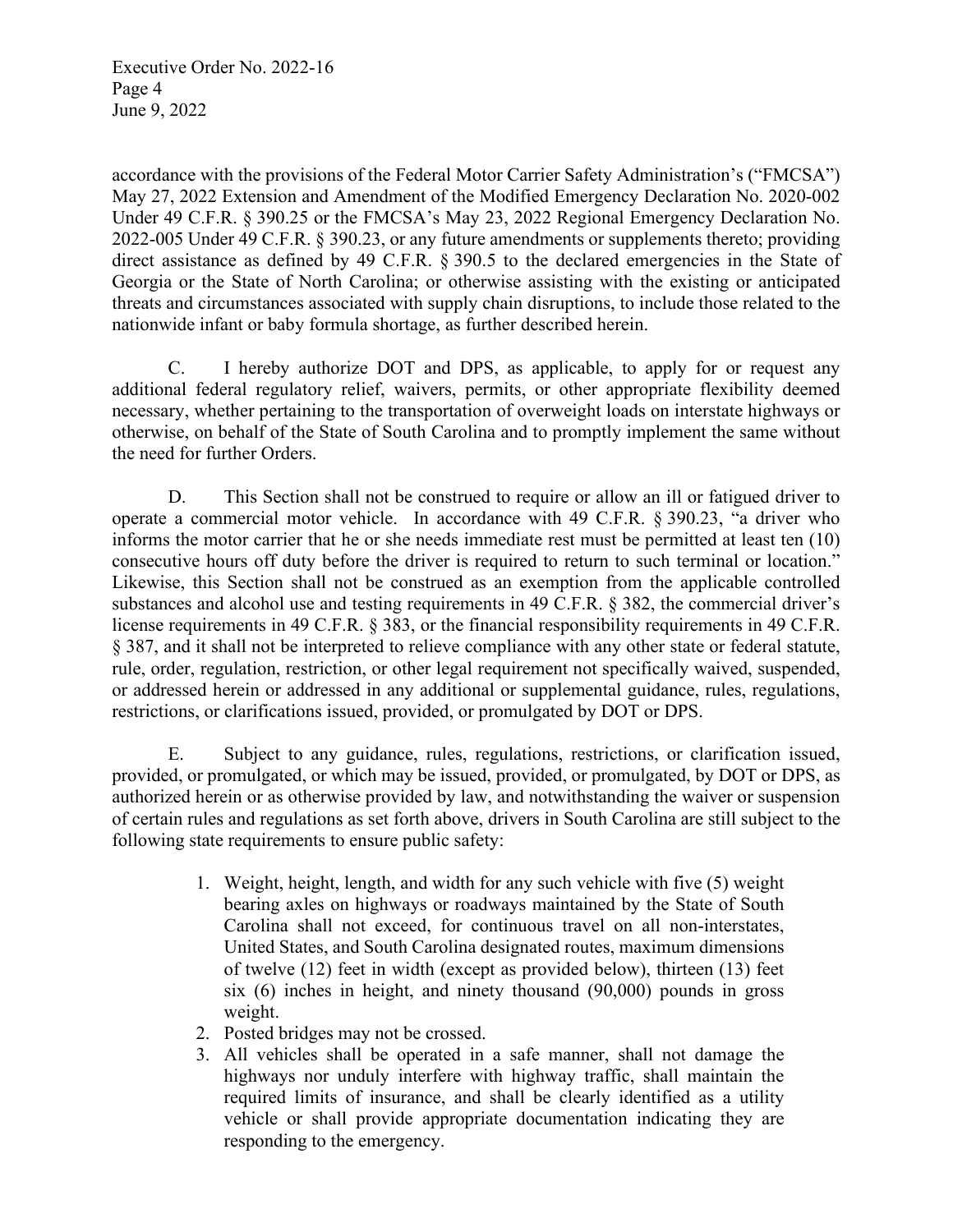accordance with the provisions of the Federal Motor Carrier Safety Administration's ("FMCSA") May 27, 2022 Extension and Amendment of the Modified Emergency Declaration No. 2020-002 Under 49 C.F.R. § 390.25 or the FMCSA's May 23, 2022 Regional Emergency Declaration No. 2022-005 Under 49 C.F.R. § 390.23, or any future amendments or supplements thereto; providing direct assistance as defined by 49 C.F.R. § 390.5 to the declared emergencies in the State of Georgia or the State of North Carolina; or otherwise assisting with the existing or anticipated threats and circumstances associated with supply chain disruptions, to include those related to the nationwide infant or baby formula shortage, as further described herein.

C. I hereby authorize DOT and DPS, as applicable, to apply for or request any additional federal regulatory relief, waivers, permits, or other appropriate flexibility deemed necessary, whether pertaining to the transportation of overweight loads on interstate highways or otherwise, on behalf of the State of South Carolina and to promptly implement the same without the need for further Orders.

D. This Section shall not be construed to require or allow an ill or fatigued driver to operate a commercial motor vehicle. In accordance with 49 C.F.R. § 390.23, "a driver who informs the motor carrier that he or she needs immediate rest must be permitted at least ten (10) consecutive hours off duty before the driver is required to return to such terminal or location." Likewise, this Section shall not be construed as an exemption from the applicable controlled substances and alcohol use and testing requirements in 49 C.F.R. § 382, the commercial driver's license requirements in 49 C.F.R. § 383, or the financial responsibility requirements in 49 C.F.R. § 387, and it shall not be interpreted to relieve compliance with any other state or federal statute, rule, order, regulation, restriction, or other legal requirement not specifically waived, suspended, or addressed herein or addressed in any additional or supplemental guidance, rules, regulations, restrictions, or clarifications issued, provided, or promulgated by DOT or DPS.

E. Subject to any guidance, rules, regulations, restrictions, or clarification issued, provided, or promulgated, or which may be issued, provided, or promulgated, by DOT or DPS, as authorized herein or as otherwise provided by law, and notwithstanding the waiver or suspension of certain rules and regulations as set forth above, drivers in South Carolina are still subject to the following state requirements to ensure public safety:

1. Weight, height, length, and width for any such vehicle with five (5) weight bearing axles on highways or roadways maintained by the State of South Carolina shall not exceed, for continuous travel on all non-interstates, United States, and South Carolina designated routes, maximum dimensions of twelve (12) feet in width (except as provided below), thirteen (13) feet six (6) inches in height, and ninety thousand (90,000) pounds in gross weight.
2. Posted bridges may not be crossed.
3. All vehicles shall be operated in a safe manner, shall not damage the highways nor unduly interfere with highway traffic, shall maintain the required limits of insurance, and shall be clearly identified as a utility vehicle or shall provide appropriate documentation indicating they are responding to the emergency.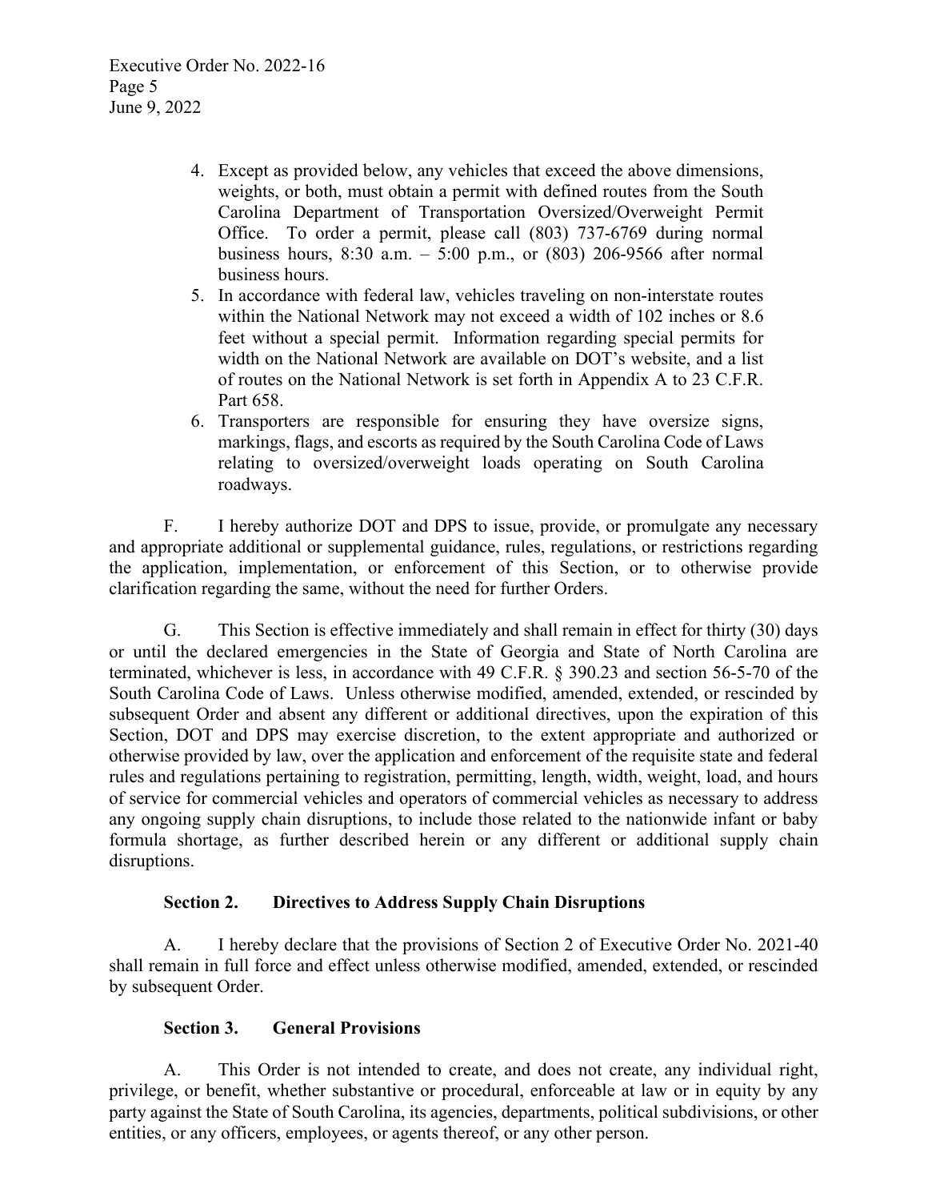4. Except as provided below, any vehicles that exceed the above dimensions, weights, or both, must obtain a permit with defined routes from the South Carolina Department of Transportation Oversized/Overweight Permit Office. To order a permit, please call (803) 737-6769 during normal business hours, 8:30 a.m. – 5:00 p.m., or (803) 206-9566 after normal business hours.
5. In accordance with federal law, vehicles traveling on non-interstate routes within the National Network may not exceed a width of 102 inches or 8.6 feet without a special permit. Information regarding special permits for width on the National Network are available on DOT's website, and a list of routes on the National Network is set forth in Appendix A to 23 C.F.R. Part 658.
6. Transporters are responsible for ensuring they have oversize signs, markings, flags, and escorts as required by the South Carolina Code of Laws relating to oversized/overweight loads operating on South Carolina roadways.

F. I hereby authorize DOT and DPS to issue, provide, or promulgate any necessary and appropriate additional or supplemental guidance, rules, regulations, or restrictions regarding the application, implementation, or enforcement of this Section, or to otherwise provide clarification regarding the same, without the need for further Orders.

G. This Section is effective immediately and shall remain in effect for thirty (30) days or until the declared emergencies in the State of Georgia and State of North Carolina are terminated, whichever is less, in accordance with 49 C.F.R. § 390.23 and section 56-5-70 of the South Carolina Code of Laws. Unless otherwise modified, amended, extended, or rescinded by subsequent Order and absent any different or additional directives, upon the expiration of this Section, DOT and DPS may exercise discretion, to the extent appropriate and authorized or otherwise provided by law, over the application and enforcement of the requisite state and federal rules and regulations pertaining to registration, permitting, length, width, weight, load, and hours of service for commercial vehicles and operators of commercial vehicles as necessary to address any ongoing supply chain disruptions, to include those related to the nationwide infant or baby formula shortage, as further described herein or any different or additional supply chain disruptions.

**Section 2. Directives to Address Supply Chain Disruptions**

A. I hereby declare that the provisions of Section 2 of Executive Order No. 2021-40 shall remain in full force and effect unless otherwise modified, amended, extended, or rescinded by subsequent Order.

**Section 3. General Provisions**

A. This Order is not intended to create, and does not create, any individual right, privilege, or benefit, whether substantive or procedural, enforceable at law or in equity by any party against the State of South Carolina, its agencies, departments, political subdivisions, or other entities, or any officers, employees, or agents thereof, or any other person.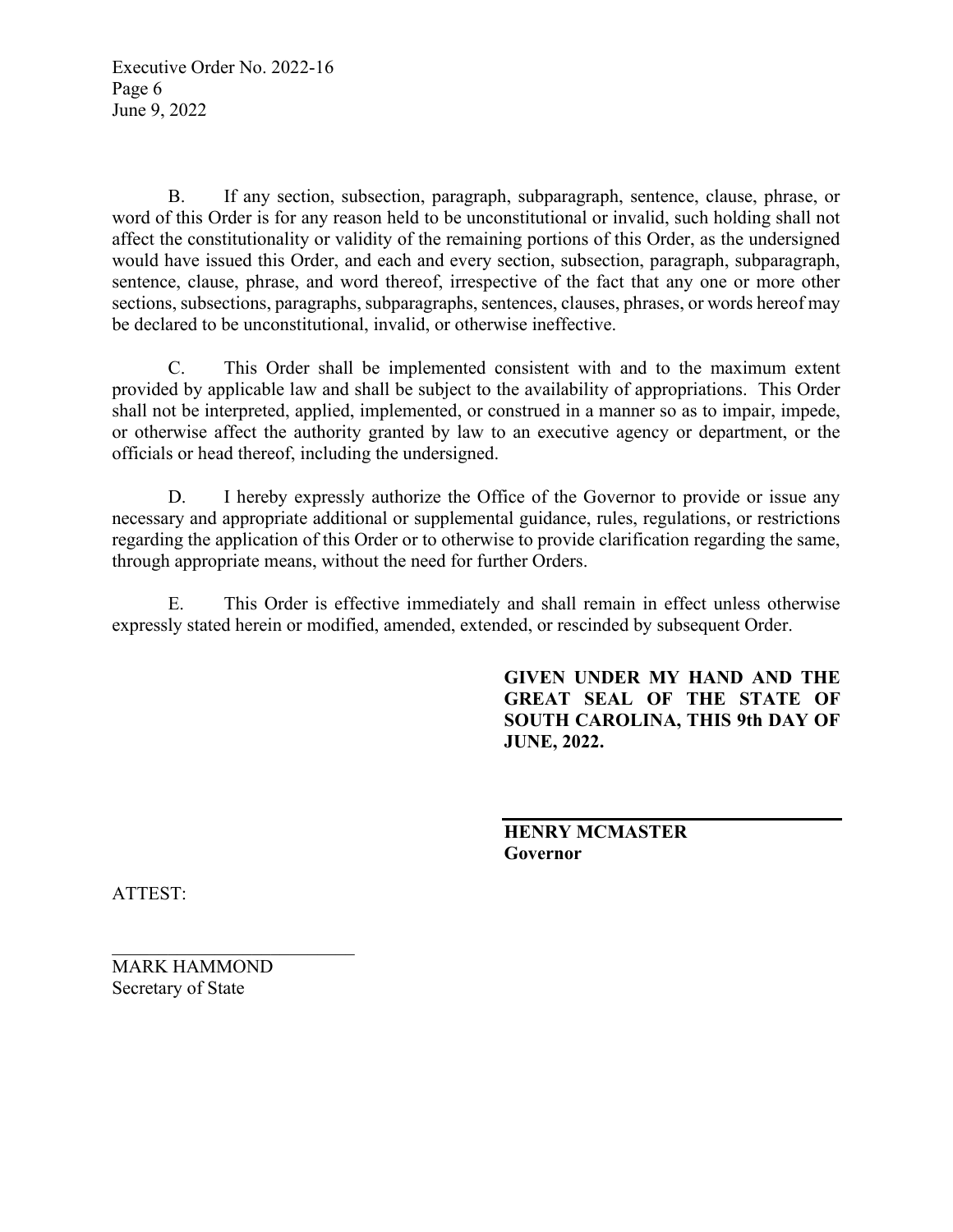B. If any section, subsection, paragraph, subparagraph, sentence, clause, phrase, or word of this Order is for any reason held to be unconstitutional or invalid, such holding shall not affect the constitutionality or validity of the remaining portions of this Order, as the undersigned would have issued this Order, and each and every section, subsection, paragraph, subparagraph, sentence, clause, phrase, and word thereof, irrespective of the fact that any one or more other sections, subsections, paragraphs, subparagraphs, sentences, clauses, phrases, or words hereof may be declared to be unconstitutional, invalid, or otherwise ineffective.

C. This Order shall be implemented consistent with and to the maximum extent provided by applicable law and shall be subject to the availability of appropriations. This Order shall not be interpreted, applied, implemented, or construed in a manner so as to impair, impede, or otherwise affect the authority granted by law to an executive agency or department, or the officials or head thereof, including the undersigned.

D. I hereby expressly authorize the Office of the Governor to provide or issue any necessary and appropriate additional or supplemental guidance, rules, regulations, or restrictions regarding the application of this Order or to otherwise to provide clarification regarding the same, through appropriate means, without the need for further Orders.

E. This Order is effective immediately and shall remain in effect unless otherwise expressly stated herein or modified, amended, extended, or rescinded by subsequent Order.

**GIVEN UNDER MY HAND AND THE GREAT SEAL OF THE STATE OF SOUTH CAROLINA, THIS 9th DAY OF JUNE, 2022.**

**HENRY MCMASTER**
**Governor**

ATTEST:

MARK HAMMOND
Secretary of State